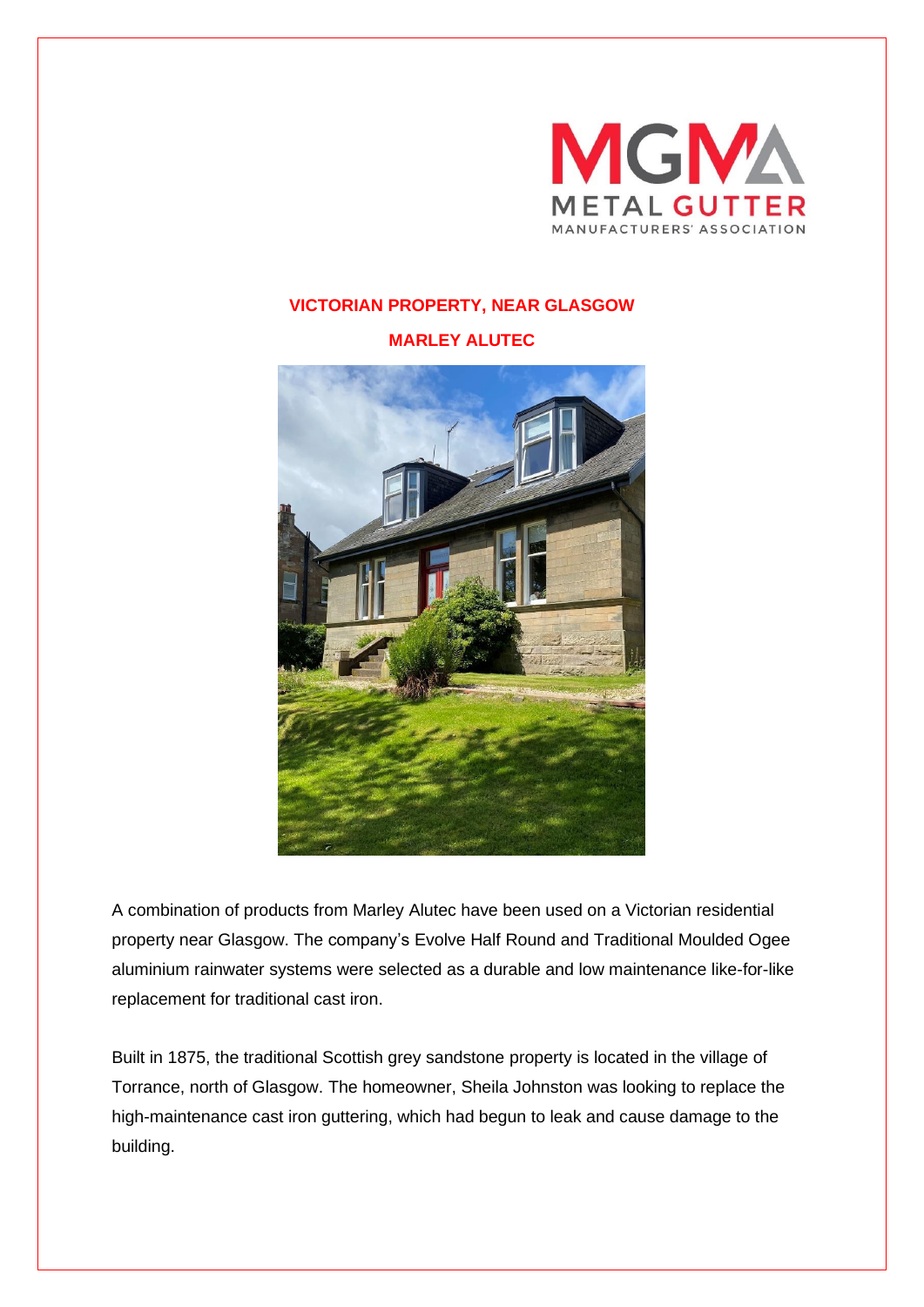MGMA METAL GUTTER MANUFACTURERS' ASSOCIATION

## VICTORIAN PROPERTY, NEAR GLASGOW

## MARLEY ALUTEC

A combination of products from Marley Alutec have been used on a Victorian residential property near Glasgow. The company's Evolve Half Round and Traditional Moulded Ogee aluminium rainwater systems were selected as a durable and low maintenance like-for-like replacement for traditional cast iron.

Built in 1875, the traditional Scottish grey sandstone property is located in the village of Torrance, north of Glasgow. The homeowner, Sheila Johnston was looking to replace the high-maintenance cast iron guttering, which had begun to leak and cause damage to the building.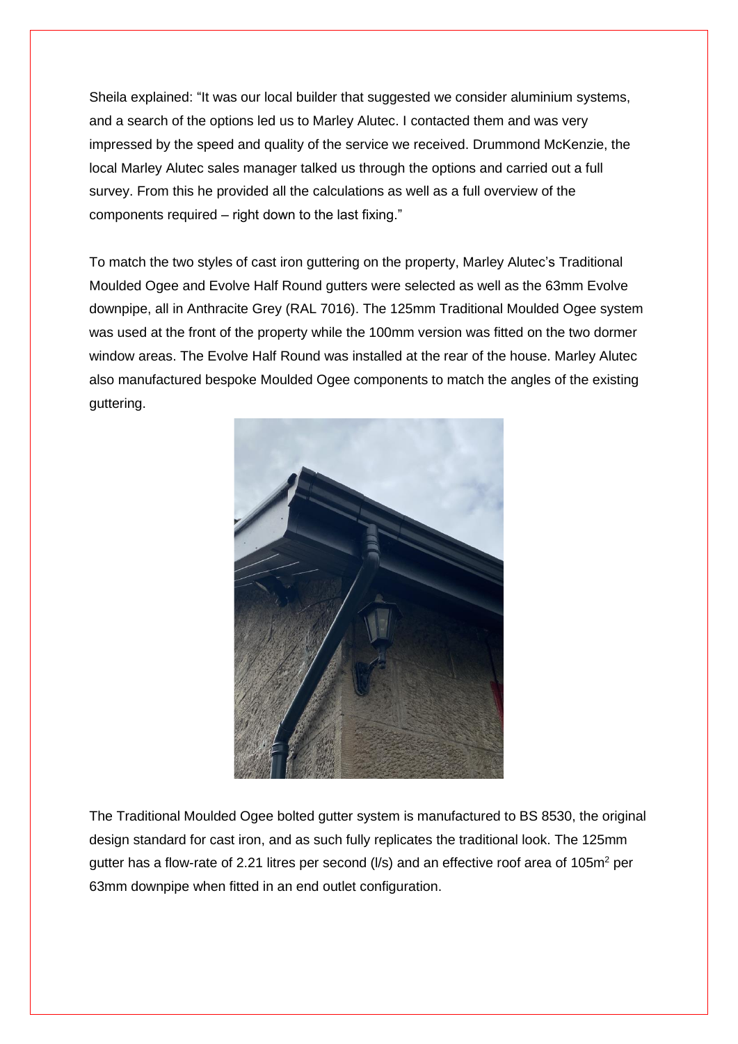Sheila explained: "It was our local builder that suggested we consider aluminium systems, and a search of the options led us to Marley Alutec. I contacted them and was very impressed by the speed and quality of the service we received. Drummond McKenzie, the local Marley Alutec sales manager talked us through the options and carried out a full survey. From this he provided all the calculations as well as a full overview of the components required – right down to the last fixing."

To match the two styles of cast iron guttering on the property, Marley Alutec's Traditional Moulded Ogee and Evolve Half Round gutters were selected as well as the 63mm Evolve downpipe, all in Anthracite Grey (RAL 7016). The 125mm Traditional Moulded Ogee system was used at the front of the property while the 100mm version was fitted on the two dormer window areas. The Evolve Half Round was installed at the rear of the house. Marley Alutec also manufactured bespoke Moulded Ogee components to match the angles of the existing guttering.

The Traditional Moulded Ogee bolted gutter system is manufactured to BS 8530, the original design standard for cast iron, and as such fully replicates the traditional look. The 125mm gutter has a flow-rate of 2.21 litres per second (l/s) and an effective roof area of 105m$^2$ per 63mm downpipe when fitted in an end outlet configuration.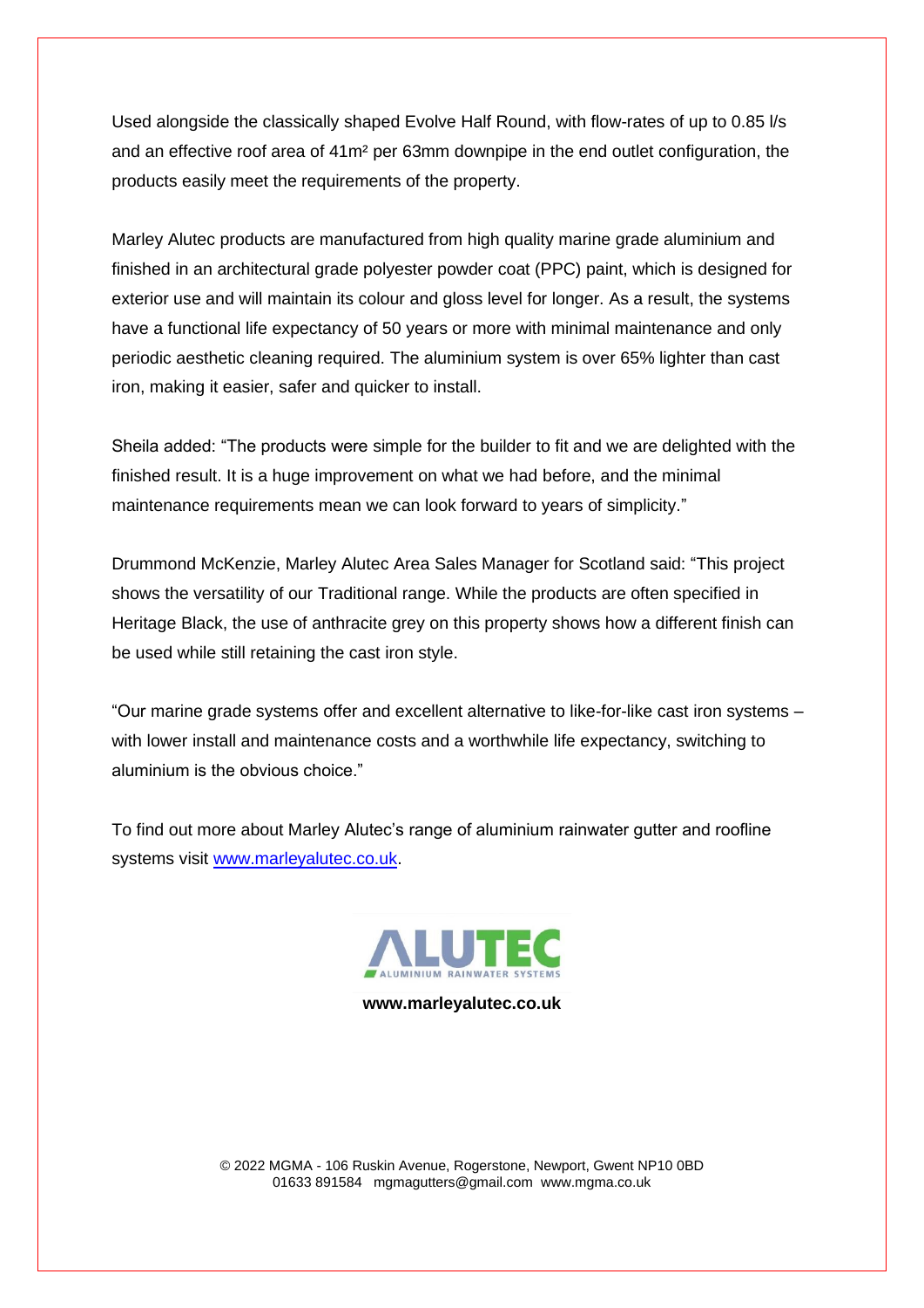Used alongside the classically shaped Evolve Half Round, with flow-rates of up to 0.85 l/s and an effective roof area of 41m² per 63mm downpipe in the end outlet configuration, the products easily meet the requirements of the property.

Marley Alutec products are manufactured from high quality marine grade aluminium and finished in an architectural grade polyester powder coat (PPC) paint, which is designed for exterior use and will maintain its colour and gloss level for longer. As a result, the systems have a functional life expectancy of 50 years or more with minimal maintenance and only periodic aesthetic cleaning required. The aluminium system is over 65% lighter than cast iron, making it easier, safer and quicker to install.

Sheila added: "The products were simple for the builder to fit and we are delighted with the finished result. It is a huge improvement on what we had before, and the minimal maintenance requirements mean we can look forward to years of simplicity."

Drummond McKenzie, Marley Alutec Area Sales Manager for Scotland said: "This project shows the versatility of our Traditional range. While the products are often specified in Heritage Black, the use of anthracite grey on this property shows how a different finish can be used while still retaining the cast iron style.

"Our marine grade systems offer and excellent alternative to like-for-like cast iron systems – with lower install and maintenance costs and a worthwhile life expectancy, switching to aluminium is the obvious choice."

To find out more about Marley Alutec's range of aluminium rainwater gutter and roofline systems visit [www.marleyalutec.co.uk](http://www.marleyalutec.co.uk).

ALUTEC
ALUMINIUM RAINWATER SYSTEMS

**www.marleyalutec.co.uk**

© 2022 MGMA - 106 Ruskin Avenue, Rogerstone, Newport, Gwent NP10 0BD
01633 891584 mgmagutters@gmail.com www.mgma.co.uk